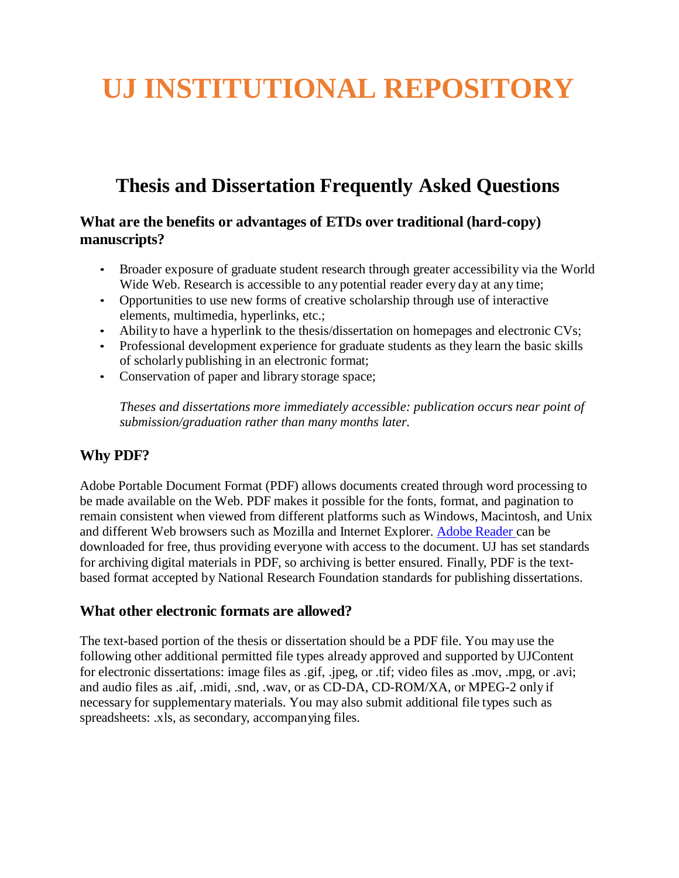# UJ INSTITUTIONAL REPOSITORY

## Thesis and Dissertation Frequently Asked Questions

### What are the benefits or advantages of ETDs over traditional (hard-copy) manuscripts?

- Broader exposure of graduate student research through greater accessibility via the World Wide Web. Research is accessible to any potential reader every day at any time;
- Opportunities to use new forms of creative scholarship through use of interactive elements, multimedia, hyperlinks, etc.;
- Ability to have a hyperlink to the thesis/dissertation on homepages and electronic CVs;
- Professional development experience for graduate students as they learn the basic skills of scholarly publishing in an electronic format;
- Conservation of paper and library storage space;

  *Theses and dissertations more immediately accessible: publication occurs near point of submission/graduation rather than many months later.*

### Why PDF?

Adobe Portable Document Format (PDF) allows documents created through word processing to be made available on the Web. PDF makes it possible for the fonts, format, and pagination to remain consistent when viewed from different platforms such as Windows, Macintosh, and Unix and different Web browsers such as Mozilla and Internet Explorer. Adobe Reader can be downloaded for free, thus providing everyone with access to the document. UJ has set standards for archiving digital materials in PDF, so archiving is better ensured. Finally, PDF is the text-based format accepted by National Research Foundation standards for publishing dissertations.

### What other electronic formats are allowed?

The text-based portion of the thesis or dissertation should be a PDF file. You may use the following other additional permitted file types already approved and supported by UJContent for electronic dissertations: image files as .gif, .jpeg, or .tif; video files as .mov, .mpg, or .avi; and audio files as .aif, .midi, .snd, .wav, or as CD-DA, CD-ROM/XA, or MPEG-2 only if necessary for supplementary materials. You may also submit additional file types such as spreadsheets: .xls, as secondary, accompanying files.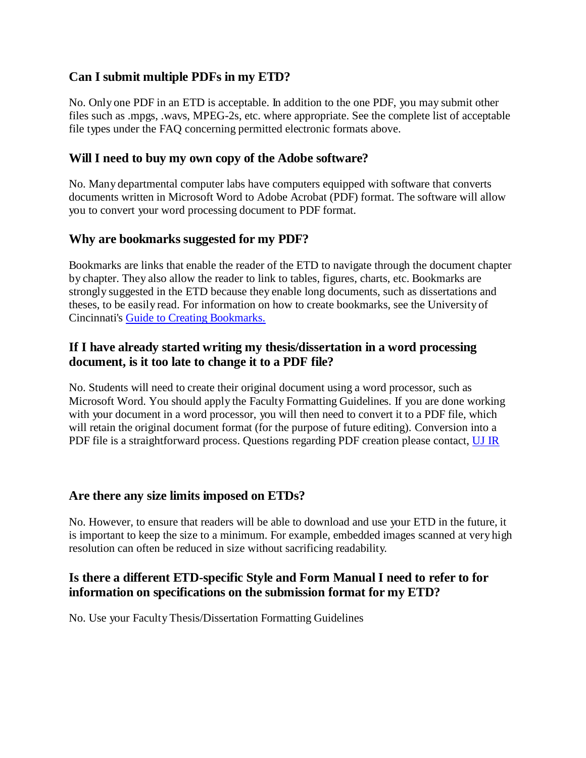## Can I submit multiple PDFs in my ETD?

No. Only one PDF in an ETD is acceptable. In addition to the one PDF, you may submit other files such as .mpgs, .wavs, MPEG-2s, etc. where appropriate. See the complete list of acceptable file types under the FAQ concerning permitted electronic formats above.

## Will I need to buy my own copy of the Adobe software?

No. Many departmental computer labs have computers equipped with software that converts documents written in Microsoft Word to Adobe Acrobat (PDF) format. The software will allow you to convert your word processing document to PDF format.

## Why are bookmarks suggested for my PDF?

Bookmarks are links that enable the reader of the ETD to navigate through the document chapter by chapter. They also allow the reader to link to tables, figures, charts, etc. Bookmarks are strongly suggested in the ETD because they enable long documents, such as dissertations and theses, to be easily read. For information on how to create bookmarks, see the University of Cincinnati's [Guide to Creating Bookmarks.]()

## If I have already started writing my thesis/dissertation in a word processing document, is it too late to change it to a PDF file?

No. Students will need to create their original document using a word processor, such as Microsoft Word. You should apply the Faculty Formatting Guidelines. If you are done working with your document in a word processor, you will then need to convert it to a PDF file, which will retain the original document format (for the purpose of future editing). Conversion into a PDF file is a straightforward process. Questions regarding PDF creation please contact, [UJ IR]()

## Are there any size limits imposed on ETDs?

No. However, to ensure that readers will be able to download and use your ETD in the future, it is important to keep the size to a minimum. For example, embedded images scanned at very high resolution can often be reduced in size without sacrificing readability.

## Is there a different ETD-specific Style and Form Manual I need to refer to for information on specifications on the submission format for my ETD?

No. Use your Faculty Thesis/Dissertation Formatting Guidelines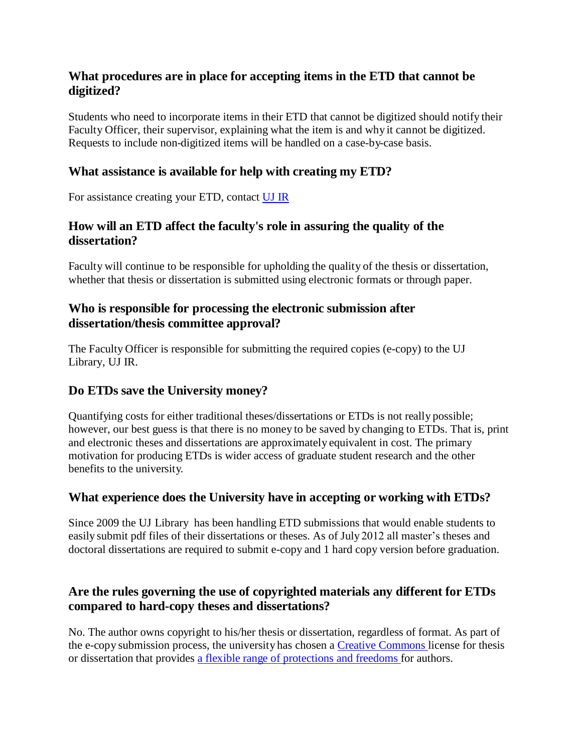### What procedures are in place for accepting items in the ETD that cannot be digitized?

Students who need to incorporate items in their ETD that cannot be digitized should notify their Faculty Officer, their supervisor, explaining what the item is and why it cannot be digitized. Requests to include non-digitized items will be handled on a case-by-case basis.

### What assistance is available for help with creating my ETD?

For assistance creating your ETD, contact UJ IR

### How will an ETD affect the faculty's role in assuring the quality of the dissertation?

Faculty will continue to be responsible for upholding the quality of the thesis or dissertation, whether that thesis or dissertation is submitted using electronic formats or through paper.

### Who is responsible for processing the electronic submission after dissertation/thesis committee approval?

The Faculty Officer is responsible for submitting the required copies (e-copy) to the UJ Library, UJ IR.

### Do ETDs save the University money?

Quantifying costs for either traditional theses/dissertations or ETDs is not really possible; however, our best guess is that there is no money to be saved by changing to ETDs. That is, print and electronic theses and dissertations are approximately equivalent in cost. The primary motivation for producing ETDs is wider access of graduate student research and the other benefits to the university.

### What experience does the University have in accepting or working with ETDs?

Since 2009 the UJ Library has been handling ETD submissions that would enable students to easily submit pdf files of their dissertations or theses. As of July 2012 all master's theses and doctoral dissertations are required to submit e-copy and 1 hard copy version before graduation.

### Are the rules governing the use of copyrighted materials any different for ETDs compared to hard-copy theses and dissertations?

No. The author owns copyright to his/her thesis or dissertation, regardless of format. As part of the e-copy submission process, the university has chosen a Creative Commons license for thesis or dissertation that provides a flexible range of protections and freedoms for authors.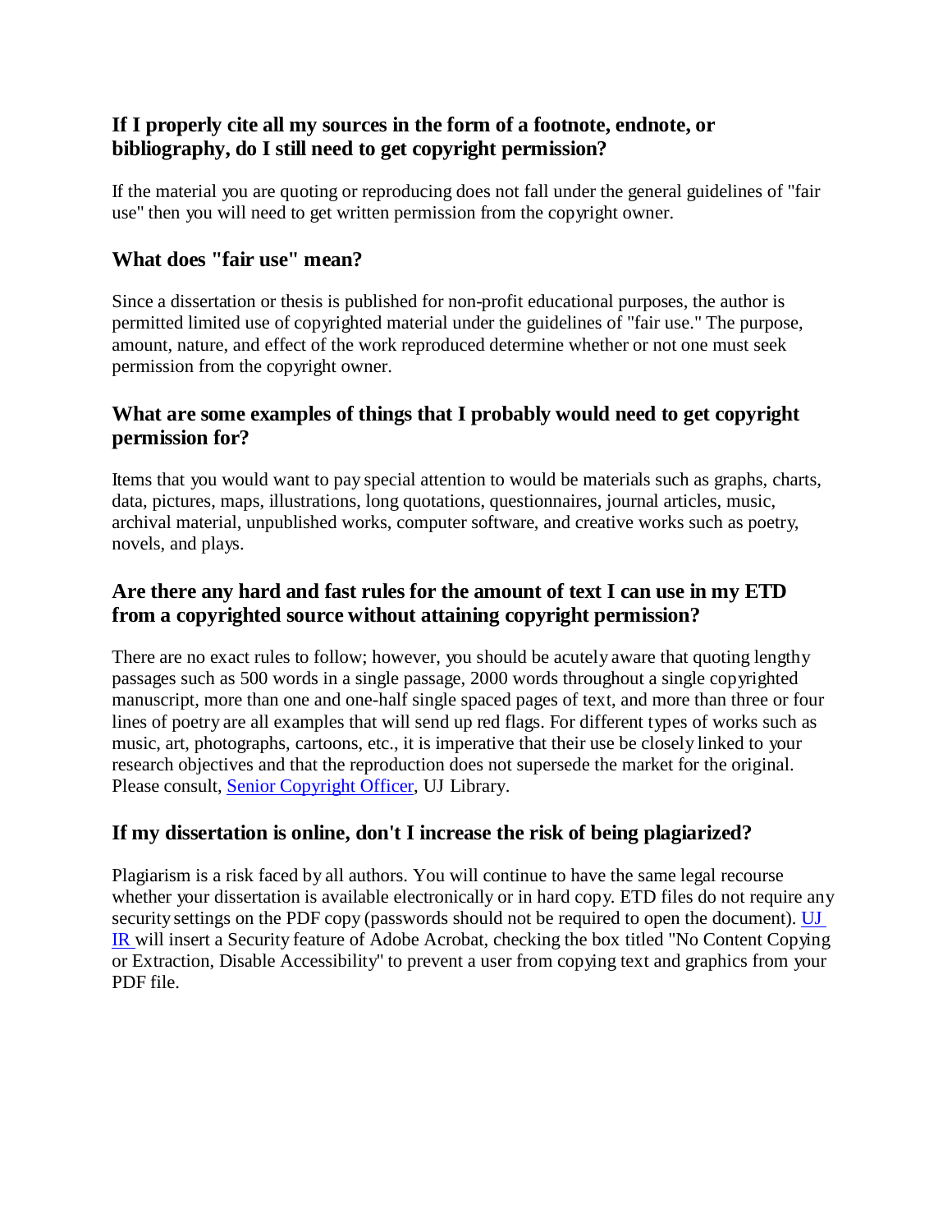### If I properly cite all my sources in the form of a footnote, endnote, or bibliography, do I still need to get copyright permission?

If the material you are quoting or reproducing does not fall under the general guidelines of "fair use" then you will need to get written permission from the copyright owner.

### What does "fair use" mean?

Since a dissertation or thesis is published for non-profit educational purposes, the author is permitted limited use of copyrighted material under the guidelines of "fair use." The purpose, amount, nature, and effect of the work reproduced determine whether or not one must seek permission from the copyright owner.

### What are some examples of things that I probably would need to get copyright permission for?

Items that you would want to pay special attention to would be materials such as graphs, charts, data, pictures, maps, illustrations, long quotations, questionnaires, journal articles, music, archival material, unpublished works, computer software, and creative works such as poetry, novels, and plays.

### Are there any hard and fast rules for the amount of text I can use in my ETD from a copyrighted source without attaining copyright permission?

There are no exact rules to follow; however, you should be acutely aware that quoting lengthy passages such as 500 words in a single passage, 2000 words throughout a single copyrighted manuscript, more than one and one-half single spaced pages of text, and more than three or four lines of poetry are all examples that will send up red flags. For different types of works such as music, art, photographs, cartoons, etc., it is imperative that their use be closely linked to your research objectives and that the reproduction does not supersede the market for the original. Please consult, Senior Copyright Officer, UJ Library.

### If my dissertation is online, don't I increase the risk of being plagiarized?

Plagiarism is a risk faced by all authors. You will continue to have the same legal recourse whether your dissertation is available electronically or in hard copy. ETD files do not require any security settings on the PDF copy (passwords should not be required to open the document). UJ IR will insert a Security feature of Adobe Acrobat, checking the box titled "No Content Copying or Extraction, Disable Accessibility" to prevent a user from copying text and graphics from your PDF file.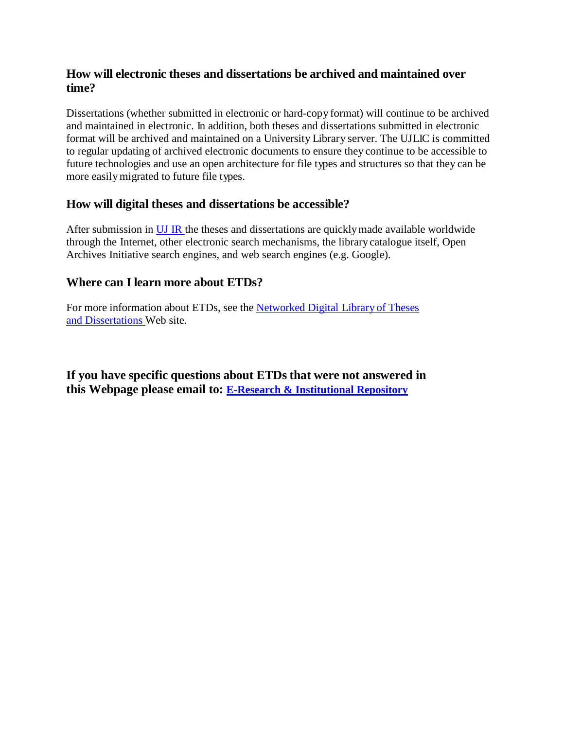### How will electronic theses and dissertations be archived and maintained over time?

Dissertations (whether submitted in electronic or hard-copy format) will continue to be archived and maintained in electronic. In addition, both theses and dissertations submitted in electronic format will be archived and maintained on a University Library server. The UJLIC is committed to regular updating of archived electronic documents to ensure they continue to be accessible to future technologies and use an open architecture for file types and structures so that they can be more easily migrated to future file types.

### How will digital theses and dissertations be accessible?

After submission in UJ IR the theses and dissertations are quickly made available worldwide through the Internet, other electronic search mechanisms, the library catalogue itself, Open Archives Initiative search engines, and web search engines (e.g. Google).

### Where can I learn more about ETDs?

For more information about ETDs, see the Networked Digital Library of Theses and Dissertations Web site.

**If you have specific questions about ETDs that were not answered in this Webpage please email to: E-Research & Institutional Repository**